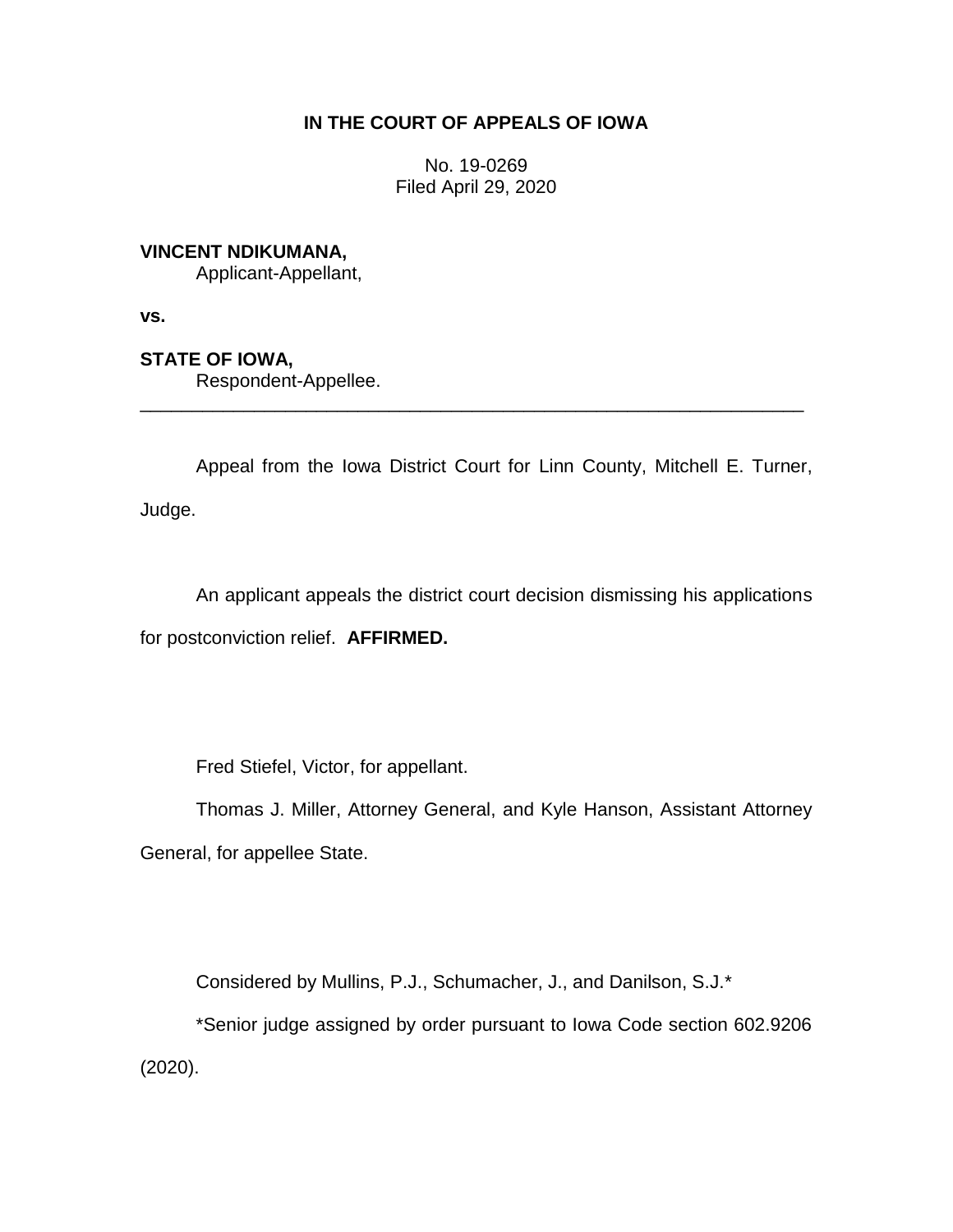**IN THE COURT OF APPEALS OF IOWA**

No. 19-0269
Filed April 29, 2020

**VINCENT NDIKUMANA,**
Applicant-Appellant,

**vs.**

**STATE OF IOWA,**
Respondent-Appellee.

---

Appeal from the Iowa District Court for Linn County, Mitchell E. Turner, Judge.

An applicant appeals the district court decision dismissing his applications for postconviction relief. **AFFIRMED.**

Fred Stiefel, Victor, for appellant.

Thomas J. Miller, Attorney General, and Kyle Hanson, Assistant Attorney General, for appellee State.

Considered by Mullins, P.J., Schumacher, J., and Danilson, S.J.*

*Senior judge assigned by order pursuant to Iowa Code section 602.9206 (2020).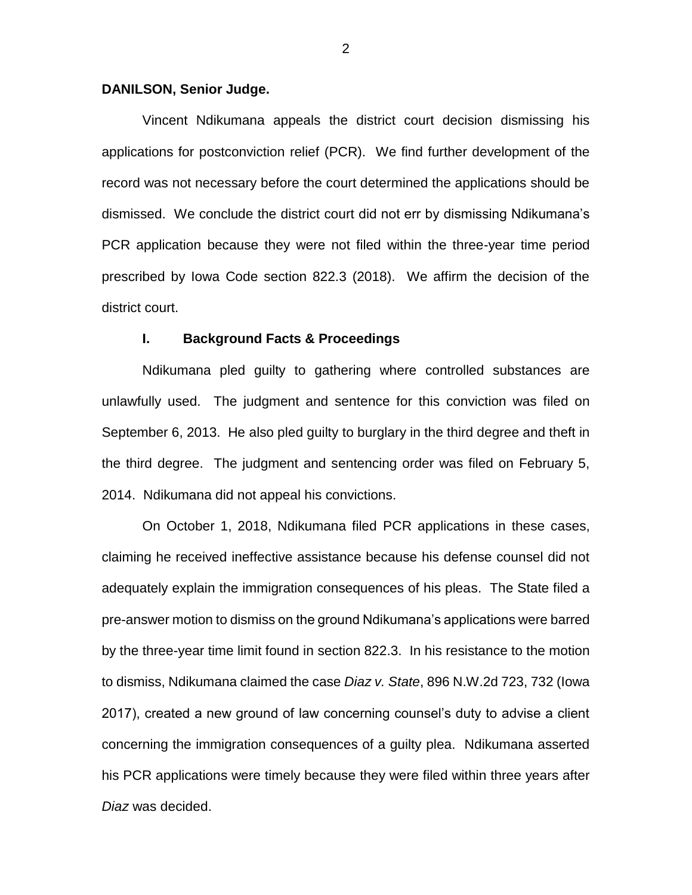**DANILSON, Senior Judge.**

Vincent Ndikumana appeals the district court decision dismissing his applications for postconviction relief (PCR). We find further development of the record was not necessary before the court determined the applications should be dismissed. We conclude the district court did not err by dismissing Ndikumana's PCR application because they were not filed within the three-year time period prescribed by Iowa Code section 822.3 (2018). We affirm the decision of the district court.

## I. Background Facts & Proceedings

Ndikumana pled guilty to gathering where controlled substances are unlawfully used. The judgment and sentence for this conviction was filed on September 6, 2013. He also pled guilty to burglary in the third degree and theft in the third degree. The judgment and sentencing order was filed on February 5, 2014. Ndikumana did not appeal his convictions.

On October 1, 2018, Ndikumana filed PCR applications in these cases, claiming he received ineffective assistance because his defense counsel did not adequately explain the immigration consequences of his pleas. The State filed a pre-answer motion to dismiss on the ground Ndikumana's applications were barred by the three-year time limit found in section 822.3. In his resistance to the motion to dismiss, Ndikumana claimed the case *Diaz v. State*, 896 N.W.2d 723, 732 (Iowa 2017), created a new ground of law concerning counsel's duty to advise a client concerning the immigration consequences of a guilty plea. Ndikumana asserted his PCR applications were timely because they were filed within three years after *Diaz* was decided.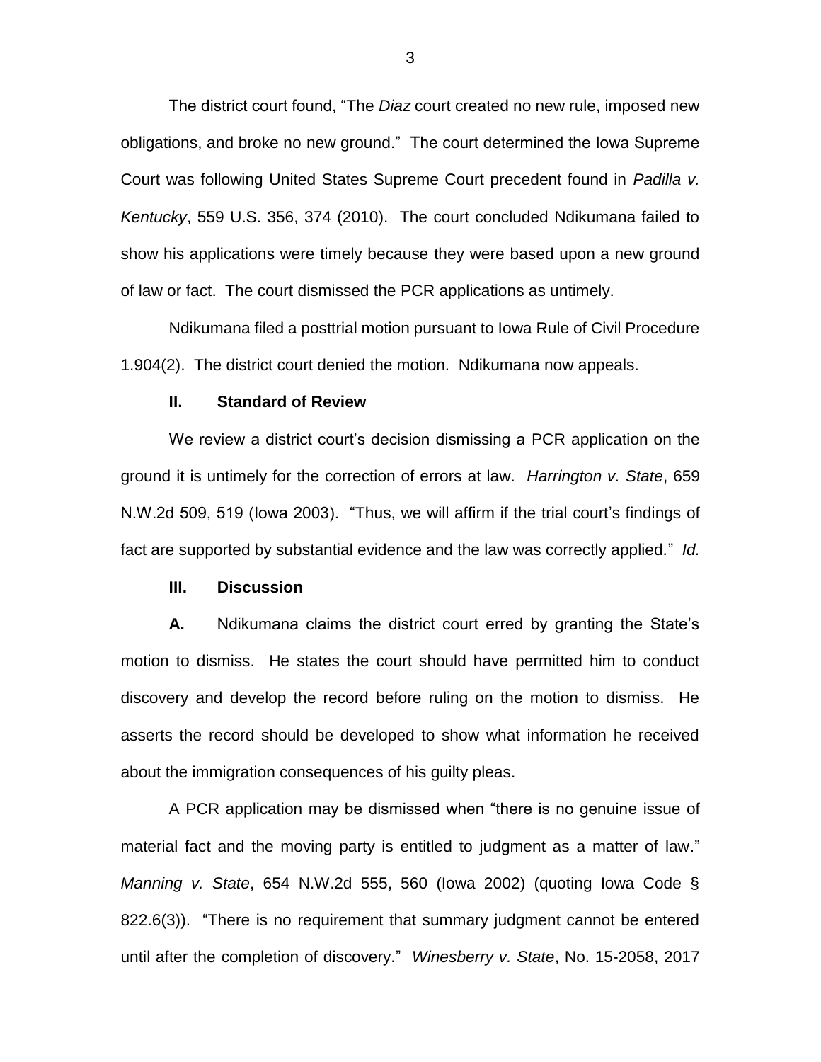The district court found, "The *Diaz* court created no new rule, imposed new obligations, and broke no new ground." The court determined the Iowa Supreme Court was following United States Supreme Court precedent found in *Padilla v. Kentucky*, 559 U.S. 356, 374 (2010). The court concluded Ndikumana failed to show his applications were timely because they were based upon a new ground of law or fact. The court dismissed the PCR applications as untimely.

Ndikumana filed a posttrial motion pursuant to Iowa Rule of Civil Procedure 1.904(2). The district court denied the motion. Ndikumana now appeals.

## II. Standard of Review

We review a district court's decision dismissing a PCR application on the ground it is untimely for the correction of errors at law. *Harrington v. State*, 659 N.W.2d 509, 519 (Iowa 2003). "Thus, we will affirm if the trial court's findings of fact are supported by substantial evidence and the law was correctly applied." *Id.*

## III. Discussion

**A.** Ndikumana claims the district court erred by granting the State's motion to dismiss. He states the court should have permitted him to conduct discovery and develop the record before ruling on the motion to dismiss. He asserts the record should be developed to show what information he received about the immigration consequences of his guilty pleas.

A PCR application may be dismissed when "there is no genuine issue of material fact and the moving party is entitled to judgment as a matter of law." *Manning v. State*, 654 N.W.2d 555, 560 (Iowa 2002) (quoting Iowa Code § 822.6(3)). "There is no requirement that summary judgment cannot be entered until after the completion of discovery." *Winesberry v. State*, No. 15-2058, 2017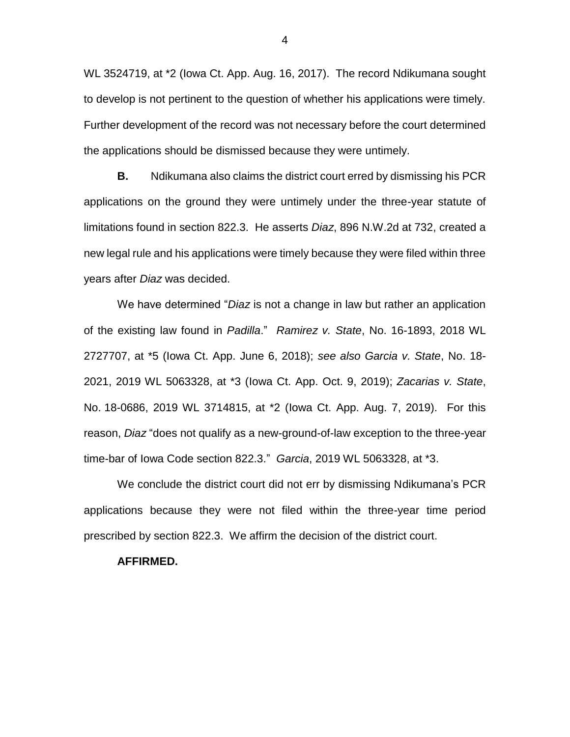WL 3524719, at *2 (Iowa Ct. App. Aug. 16, 2017). The record Ndikumana sought to develop is not pertinent to the question of whether his applications were timely. Further development of the record was not necessary before the court determined the applications should be dismissed because they were untimely.

**B.** Ndikumana also claims the district court erred by dismissing his PCR applications on the ground they were untimely under the three-year statute of limitations found in section 822.3. He asserts *Diaz*, 896 N.W.2d at 732, created a new legal rule and his applications were timely because they were filed within three years after *Diaz* was decided.

We have determined "*Diaz* is not a change in law but rather an application of the existing law found in *Padilla*." *Ramirez v. State*, No. 16-1893, 2018 WL 2727707, at *5 (Iowa Ct. App. June 6, 2018); *see also Garcia v. State*, No. 18-2021, 2019 WL 5063328, at *3 (Iowa Ct. App. Oct. 9, 2019); *Zacarias v. State*, No. 18-0686, 2019 WL 3714815, at *2 (Iowa Ct. App. Aug. 7, 2019). For this reason, *Diaz* "does not qualify as a new-ground-of-law exception to the three-year time-bar of Iowa Code section 822.3." *Garcia*, 2019 WL 5063328, at *3.

We conclude the district court did not err by dismissing Ndikumana's PCR applications because they were not filed within the three-year time period prescribed by section 822.3. We affirm the decision of the district court.

**AFFIRMED.**